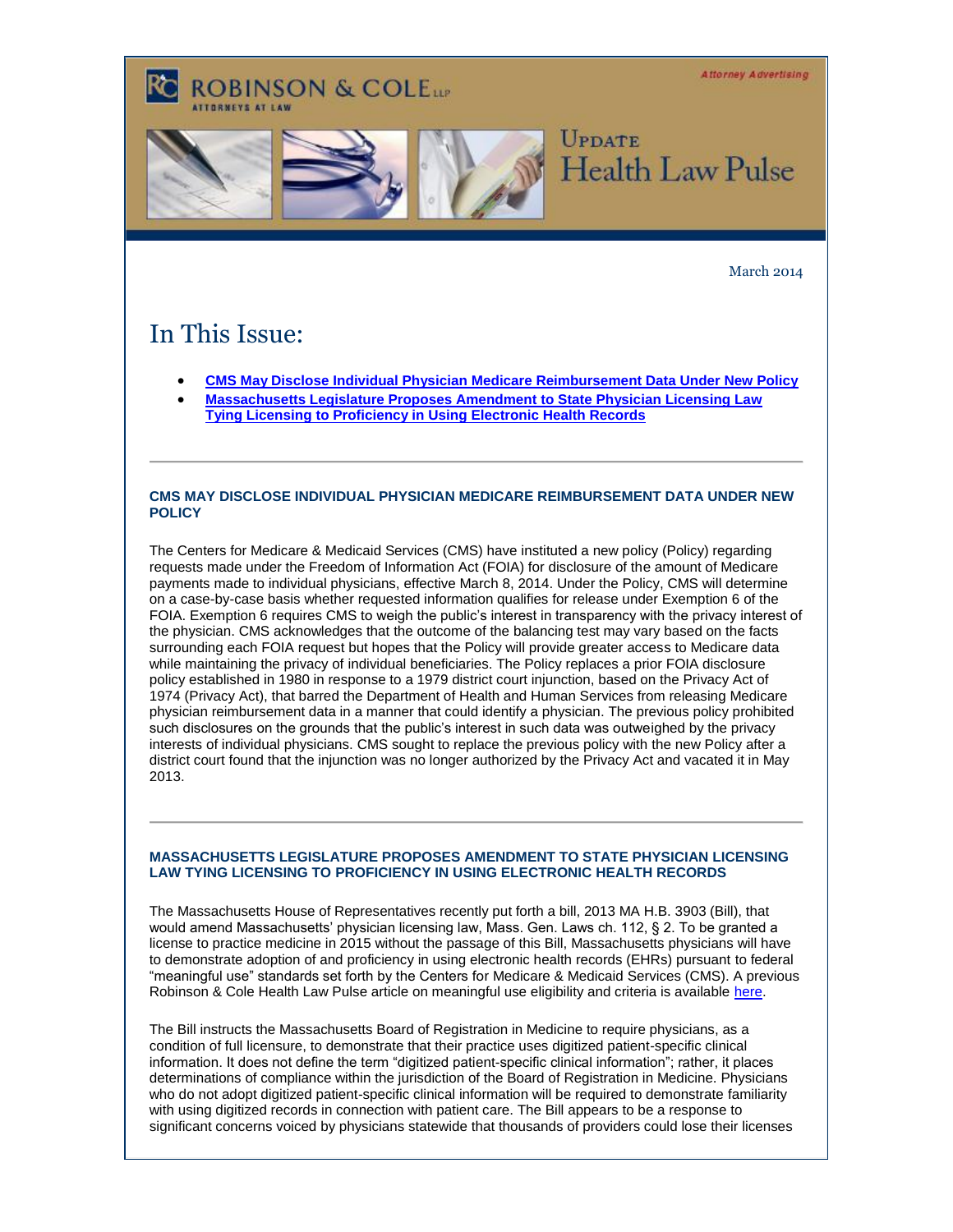Robinson & Cole LLP — Attorneys at Law

Attorney Advertising

# Update Health Law Pulse

March 2014

## In This Issue:

- **CMS May Disclose Individual Physician Medicare Reimbursement Data Under New Policy**
- **Massachusetts Legislature Proposes Amendment to State Physician Licensing Law Tying Licensing to Proficiency in Using Electronic Health Records**

---

### CMS MAY DISCLOSE INDIVIDUAL PHYSICIAN MEDICARE REIMBURSEMENT DATA UNDER NEW POLICY

The Centers for Medicare & Medicaid Services (CMS) have instituted a new policy (Policy) regarding requests made under the Freedom of Information Act (FOIA) for disclosure of the amount of Medicare payments made to individual physicians, effective March 8, 2014. Under the Policy, CMS will determine on a case-by-case basis whether requested information qualifies for release under Exemption 6 of the FOIA. Exemption 6 requires CMS to weigh the public's interest in transparency with the privacy interest of the physician. CMS acknowledges that the outcome of the balancing test may vary based on the facts surrounding each FOIA request but hopes that the Policy will provide greater access to Medicare data while maintaining the privacy of individual beneficiaries. The Policy replaces a prior FOIA disclosure policy established in 1980 in response to a 1979 district court injunction, based on the Privacy Act of 1974 (Privacy Act), that barred the Department of Health and Human Services from releasing Medicare physician reimbursement data in a manner that could identify a physician. The previous policy prohibited such disclosures on the grounds that the public's interest in such data was outweighed by the privacy interests of individual physicians. CMS sought to replace the previous policy with the new Policy after a district court found that the injunction was no longer authorized by the Privacy Act and vacated it in May 2013.

---

### MASSACHUSETTS LEGISLATURE PROPOSES AMENDMENT TO STATE PHYSICIAN LICENSING LAW TYING LICENSING TO PROFICIENCY IN USING ELECTRONIC HEALTH RECORDS

The Massachusetts House of Representatives recently put forth a bill, 2013 MA H.B. 3903 (Bill), that would amend Massachusetts' physician licensing law, Mass. Gen. Laws ch. 112, § 2. To be granted a license to practice medicine in 2015 without the passage of this Bill, Massachusetts physicians will have to demonstrate adoption of and proficiency in using electronic health records (EHRs) pursuant to federal "meaningful use" standards set forth by the Centers for Medicare & Medicaid Services (CMS). A previous Robinson & Cole Health Law Pulse article on meaningful use eligibility and criteria is available here.

The Bill instructs the Massachusetts Board of Registration in Medicine to require physicians, as a condition of full licensure, to demonstrate that their practice uses digitized patient-specific clinical information. It does not define the term "digitized patient-specific clinical information"; rather, it places determinations of compliance within the jurisdiction of the Board of Registration in Medicine. Physicians who do not adopt digitized patient-specific clinical information will be required to demonstrate familiarity with using digitized records in connection with patient care. The Bill appears to be a response to significant concerns voiced by physicians statewide that thousands of providers could lose their licenses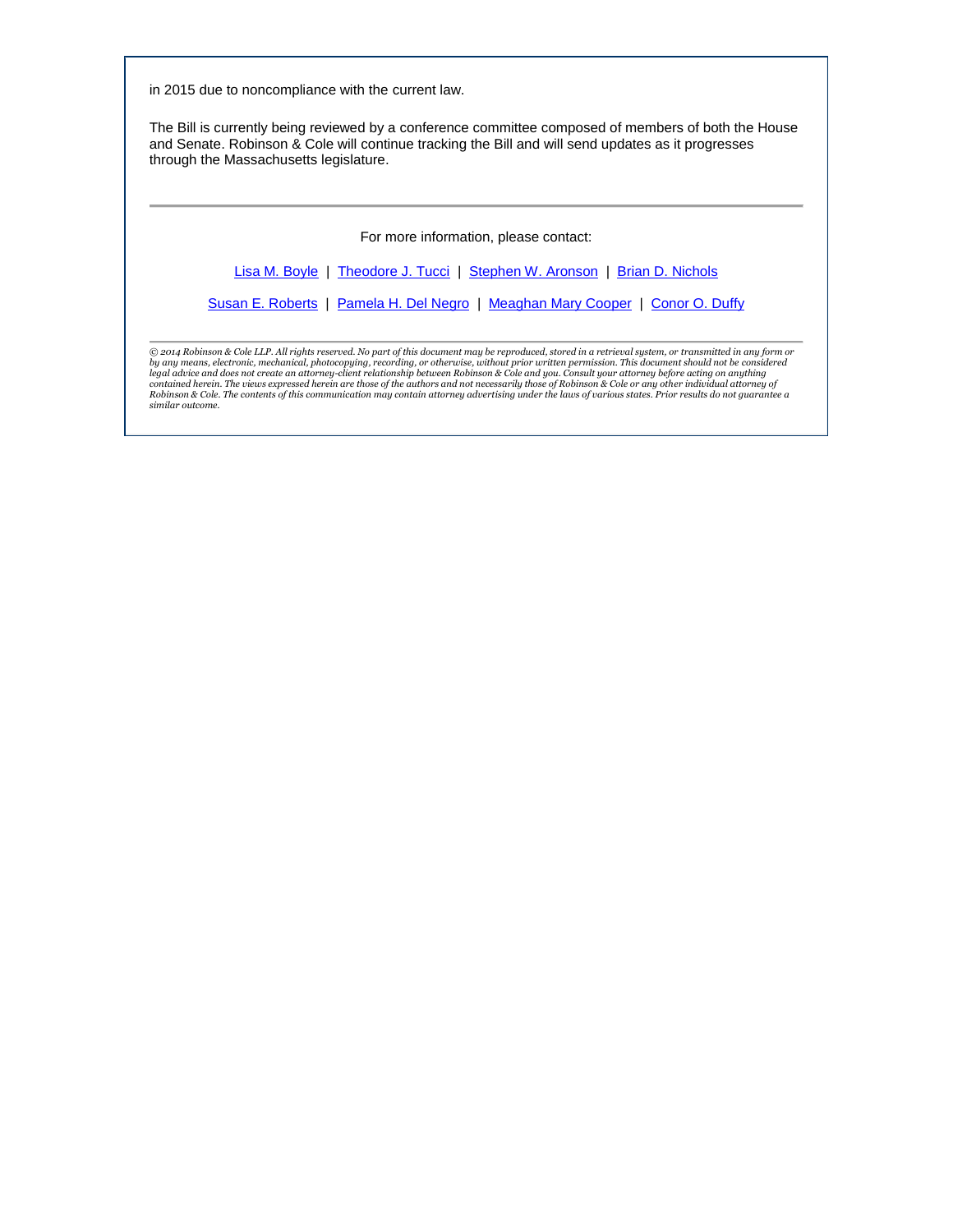in 2015 due to noncompliance with the current law.

The Bill is currently being reviewed by a conference committee composed of members of both the House and Senate. Robinson & Cole will continue tracking the Bill and will send updates as it progresses through the Massachusetts legislature.

---

For more information, please contact:

Lisa M. Boyle | Theodore J. Tucci | Stephen W. Aronson | Brian D. Nichols

Susan E. Roberts | Pamela H. Del Negro | Meaghan Mary Cooper | Conor O. Duffy

---

*© 2014 Robinson & Cole LLP. All rights reserved. No part of this document may be reproduced, stored in a retrieval system, or transmitted in any form or by any means, electronic, mechanical, photocopying, recording, or otherwise, without prior written permission. This document should not be considered legal advice and does not create an attorney-client relationship between Robinson & Cole and you. Consult your attorney before acting on anything contained herein. The views expressed herein are those of the authors and not necessarily those of Robinson & Cole or any other individual attorney of Robinson & Cole. The contents of this communication may contain attorney advertising under the laws of various states. Prior results do not guarantee a similar outcome.*